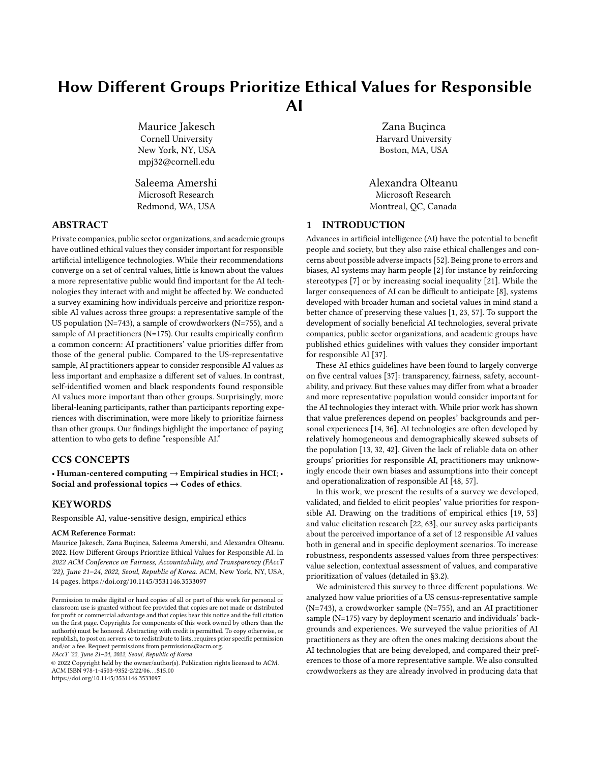# How Different Groups Prioritize Ethical Values for Responsible AI

Maurice Jakesch
Cornell University
New York, NY, USA
mpj32@cornell.edu

Zana Buçinca
Harvard University
Boston, MA, USA

Saleema Amershi
Microsoft Research
Redmond, WA, USA

Alexandra Olteanu
Microsoft Research
Montreal, QC, Canada

## ABSTRACT

Private companies, public sector organizations, and academic groups have outlined ethical values they consider important for responsible artificial intelligence technologies. While their recommendations converge on a set of central values, little is known about the values a more representative public would find important for the AI technologies they interact with and might be affected by. We conducted a survey examining how individuals perceive and prioritize responsible AI values across three groups: a representative sample of the US population (N=743), a sample of crowdworkers (N=755), and a sample of AI practitioners (N=175). Our results empirically confirm a common concern: AI practitioners' value priorities differ from those of the general public. Compared to the US-representative sample, AI practitioners appear to consider responsible AI values as less important and emphasize a different set of values. In contrast, self-identified women and black respondents found responsible AI values more important than other groups. Surprisingly, more liberal-leaning participants, rather than participants reporting experiences with discrimination, were more likely to prioritize fairness than other groups. Our findings highlight the importance of paying attention to who gets to define "responsible AI."

## CCS CONCEPTS

• **Human-centered computing → Empirical studies in HCI**; • **Social and professional topics → Codes of ethics**.

## KEYWORDS

Responsible AI, value-sensitive design, empirical ethics

**ACM Reference Format:**

Maurice Jakesch, Zana Buçinca, Saleema Amershi, and Alexandra Olteanu. 2022. How Different Groups Prioritize Ethical Values for Responsible AI. In *2022 ACM Conference on Fairness, Accountability, and Transparency (FAccT '22), June 21–24, 2022, Seoul, Republic of Korea.* ACM, New York, NY, USA, 14 pages. https://doi.org/10.1145/3531146.3533097

Permission to make digital or hard copies of all or part of this work for personal or classroom use is granted without fee provided that copies are not made or distributed for profit or commercial advantage and that copies bear this notice and the full citation on the first page. Copyrights for components of this work owned by others than the author(s) must be honored. Abstracting with credit is permitted. To copy otherwise, or republish, to post on servers or to redistribute to lists, requires prior specific permission and/or a fee. Request permissions from permissions@acm.org.

*FAccT '22, June 21–24, 2022, Seoul, Republic of Korea*

© 2022 Copyright held by the owner/author(s). Publication rights licensed to ACM.
ACM ISBN 978-1-4503-9352-2/22/06...$15.00
https://doi.org/10.1145/3531146.3533097

## 1 INTRODUCTION

Advances in artificial intelligence (AI) have the potential to benefit people and society, but they also raise ethical challenges and concerns about possible adverse impacts [52]. Being prone to errors and biases, AI systems may harm people [2] for instance by reinforcing stereotypes [7] or by increasing social inequality [21]. While the larger consequences of AI can be difficult to anticipate [8], systems developed with broader human and societal values in mind stand a better chance of preserving these values [1, 23, 57]. To support the development of socially beneficial AI technologies, several private companies, public sector organizations, and academic groups have published ethics guidelines with values they consider important for responsible AI [37].

These AI ethics guidelines have been found to largely converge on five central values [37]: transparency, fairness, safety, accountability, and privacy. But these values may differ from what a broader and more representative population would consider important for the AI technologies they interact with. While prior work has shown that value preferences depend on peoples' backgrounds and personal experiences [14, 36], AI technologies are often developed by relatively homogeneous and demographically skewed subsets of the population [13, 32, 42]. Given the lack of reliable data on other groups' priorities for responsible AI, practitioners may unknowingly encode their own biases and assumptions into their concept and operationalization of responsible AI [48, 57].

In this work, we present the results of a survey we developed, validated, and fielded to elicit peoples' value priorities for responsible AI. Drawing on the traditions of empirical ethics [19, 53] and value elicitation research [22, 63], our survey asks participants about the perceived importance of a set of 12 responsible AI values both in general and in specific deployment scenarios. To increase robustness, respondents assessed values from three perspectives: value selection, contextual assessment of values, and comparative prioritization of values (detailed in §3.2).

We administered this survey to three different populations. We analyzed how value priorities of a US census-representative sample (N=743), a crowdworker sample (N=755), and an AI practitioner sample (N=175) vary by deployment scenario and individuals' backgrounds and experiences. We surveyed the value priorities of AI practitioners as they are often the ones making decisions about the AI technologies that are being developed, and compared their preferences to those of a more representative sample. We also consulted crowdworkers as they are already involved in producing data that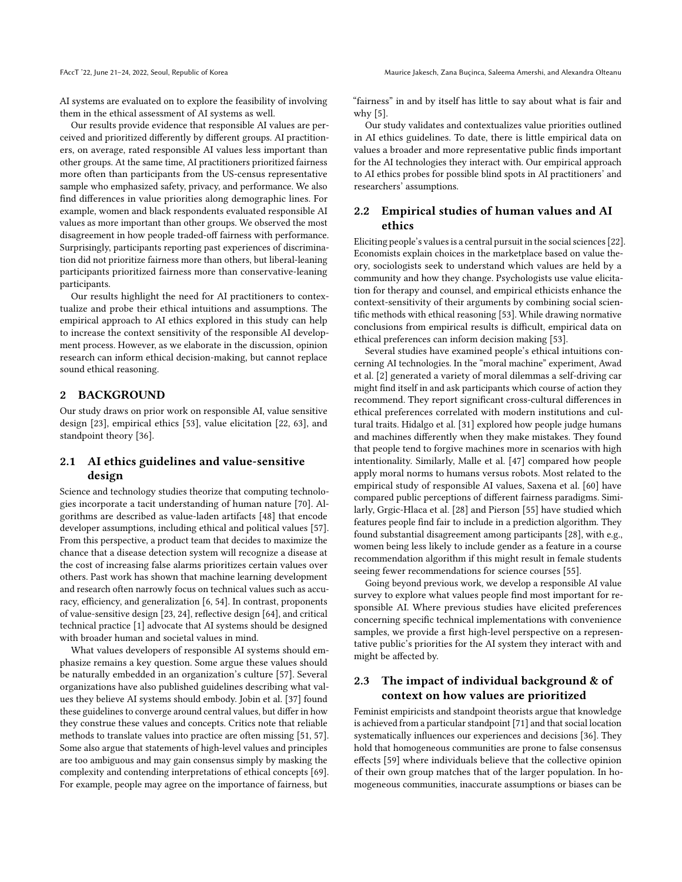AI systems are evaluated on to explore the feasibility of involving them in the ethical assessment of AI systems as well.

Our results provide evidence that responsible AI values are perceived and prioritized differently by different groups. AI practitioners, on average, rated responsible AI values less important than other groups. At the same time, AI practitioners prioritized fairness more often than participants from the US-census representative sample who emphasized safety, privacy, and performance. We also find differences in value priorities along demographic lines. For example, women and black respondents evaluated responsible AI values as more important than other groups. We observed the most disagreement in how people traded-off fairness with performance. Surprisingly, participants reporting past experiences of discrimination did not prioritize fairness more than others, but liberal-leaning participants prioritized fairness more than conservative-leaning participants.

Our results highlight the need for AI practitioners to contextualize and probe their ethical intuitions and assumptions. The empirical approach to AI ethics explored in this study can help to increase the context sensitivity of the responsible AI development process. However, as we elaborate in the discussion, opinion research can inform ethical decision-making, but cannot replace sound ethical reasoning.

## 2 BACKGROUND

Our study draws on prior work on responsible AI, value sensitive design [23], empirical ethics [53], value elicitation [22, 63], and standpoint theory [36].

### 2.1 AI ethics guidelines and value-sensitive design

Science and technology studies theorize that computing technologies incorporate a tacit understanding of human nature [70]. Algorithms are described as value-laden artifacts [48] that encode developer assumptions, including ethical and political values [57]. From this perspective, a product team that decides to maximize the chance that a disease detection system will recognize a disease at the cost of increasing false alarms prioritizes certain values over others. Past work has shown that machine learning development and research often narrowly focus on technical values such as accuracy, efficiency, and generalization [6, 54]. In contrast, proponents of value-sensitive design [23, 24], reflective design [64], and critical technical practice [1] advocate that AI systems should be designed with broader human and societal values in mind.

What values developers of responsible AI systems should emphasize remains a key question. Some argue these values should be naturally embedded in an organization's culture [57]. Several organizations have also published guidelines describing what values they believe AI systems should embody. Jobin et al. [37] found these guidelines to converge around central values, but differ in how they construe these values and concepts. Critics note that reliable methods to translate values into practice are often missing [51, 57]. Some also argue that statements of high-level values and principles are too ambiguous and may gain consensus simply by masking the complexity and contending interpretations of ethical concepts [69]. For example, people may agree on the importance of fairness, but "fairness" in and by itself has little to say about what is fair and why [5].

Our study validates and contextualizes value priorities outlined in AI ethics guidelines. To date, there is little empirical data on values a broader and more representative public finds important for the AI technologies they interact with. Our empirical approach to AI ethics probes for possible blind spots in AI practitioners' and researchers' assumptions.

### 2.2 Empirical studies of human values and AI ethics

Eliciting people's values is a central pursuit in the social sciences [22]. Economists explain choices in the marketplace based on value theory, sociologists seek to understand which values are held by a community and how they change. Psychologists use value elicitation for therapy and counsel, and empirical ethicists enhance the context-sensitivity of their arguments by combining social scientific methods with ethical reasoning [53]. While drawing normative conclusions from empirical results is difficult, empirical data on ethical preferences can inform decision making [53].

Several studies have examined people's ethical intuitions concerning AI technologies. In the "moral machine" experiment, Awad et al. [2] generated a variety of moral dilemmas a self-driving car might find itself in and ask participants which course of action they recommend. They report significant cross-cultural differences in ethical preferences correlated with modern institutions and cultural traits. Hidalgo et al. [31] explored how people judge humans and machines differently when they make mistakes. They found that people tend to forgive machines more in scenarios with high intentionality. Similarly, Malle et al. [47] compared how people apply moral norms to humans versus robots. Most related to the empirical study of responsible AI values, Saxena et al. [60] have compared public perceptions of different fairness paradigms. Similarly, Grgic-Hlaca et al. [28] and Pierson [55] have studied which features people find fair to include in a prediction algorithm. They found substantial disagreement among participants [28], with e.g., women being less likely to include gender as a feature in a course recommendation algorithm if this might result in female students seeing fewer recommendations for science courses [55].

Going beyond previous work, we develop a responsible AI value survey to explore what values people find most important for responsible AI. Where previous studies have elicited preferences concerning specific technical implementations with convenience samples, we provide a first high-level perspective on a representative public's priorities for the AI system they interact with and might be affected by.

### 2.3 The impact of individual background & of context on how values are prioritized

Feminist empiricists and standpoint theorists argue that knowledge is achieved from a particular standpoint [71] and that social location systematically influences our experiences and decisions [36]. They hold that homogeneous communities are prone to false consensus effects [59] where individuals believe that the collective opinion of their own group matches that of the larger population. In homogeneous communities, inaccurate assumptions or biases can be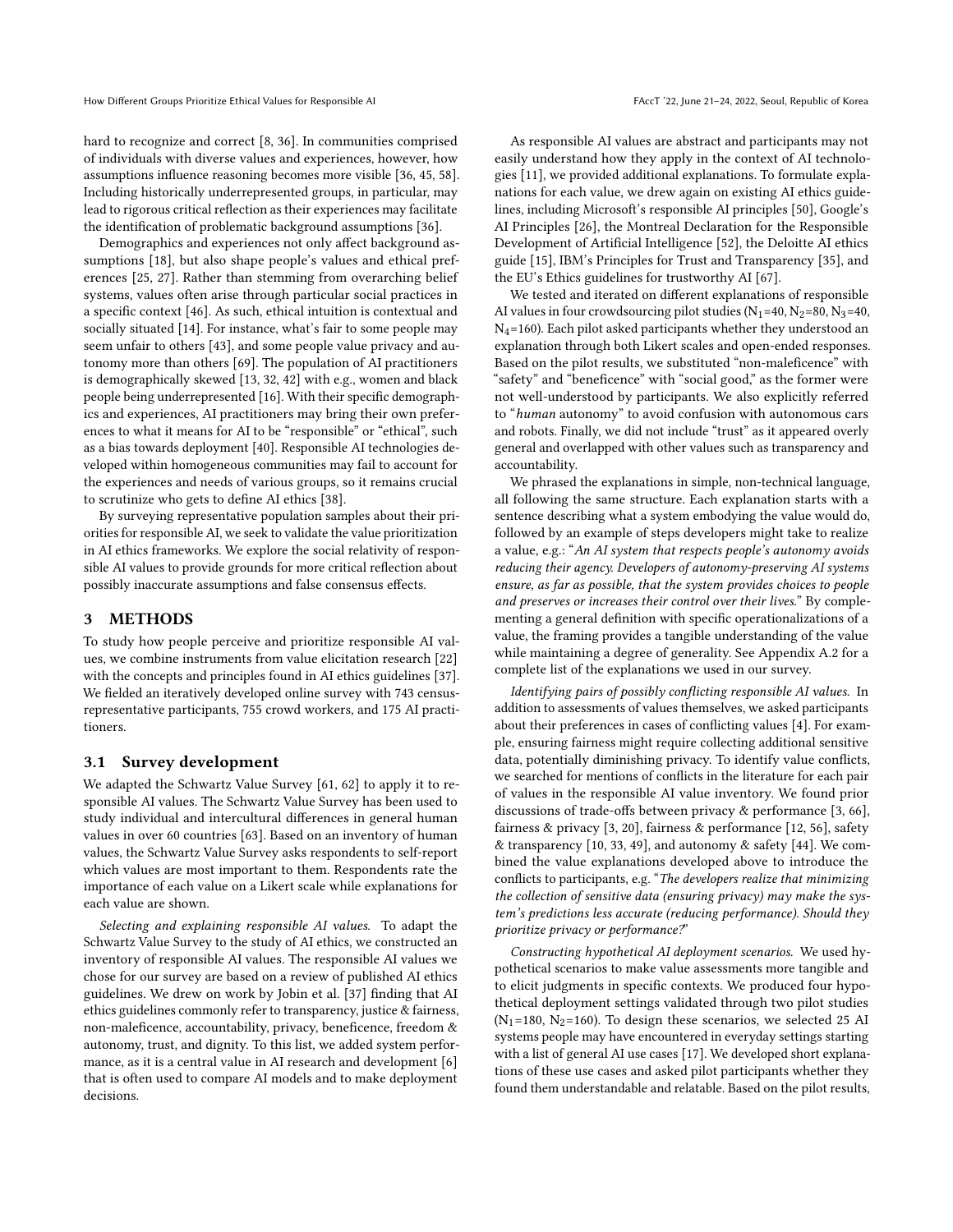hard to recognize and correct [8, 36]. In communities comprised of individuals with diverse values and experiences, however, how assumptions influence reasoning becomes more visible [36, 45, 58]. Including historically underrepresented groups, in particular, may lead to rigorous critical reflection as their experiences may facilitate the identification of problematic background assumptions [36].

Demographics and experiences not only affect background assumptions [18], but also shape people's values and ethical preferences [25, 27]. Rather than stemming from overarching belief systems, values often arise through particular social practices in a specific context [46]. As such, ethical intuition is contextual and socially situated [14]. For instance, what's fair to some people may seem unfair to others [43], and some people value privacy and autonomy more than others [69]. The population of AI practitioners is demographically skewed [13, 32, 42] with e.g., women and black people being underrepresented [16]. With their specific demographics and experiences, AI practitioners may bring their own preferences to what it means for AI to be "responsible" or "ethical", such as a bias towards deployment [40]. Responsible AI technologies developed within homogeneous communities may fail to account for the experiences and needs of various groups, so it remains crucial to scrutinize who gets to define AI ethics [38].

By surveying representative population samples about their priorities for responsible AI, we seek to validate the value prioritization in AI ethics frameworks. We explore the social relativity of responsible AI values to provide grounds for more critical reflection about possibly inaccurate assumptions and false consensus effects.

## 3 METHODS

To study how people perceive and prioritize responsible AI values, we combine instruments from value elicitation research [22] with the concepts and principles found in AI ethics guidelines [37]. We fielded an iteratively developed online survey with 743 census-representative participants, 755 crowd workers, and 175 AI practitioners.

### 3.1 Survey development

We adapted the Schwartz Value Survey [61, 62] to apply it to responsible AI values. The Schwartz Value Survey has been used to study individual and intercultural differences in general human values in over 60 countries [63]. Based on an inventory of human values, the Schwartz Value Survey asks respondents to self-report which values are most important to them. Respondents rate the importance of each value on a Likert scale while explanations for each value are shown.

*Selecting and explaining responsible AI values.* To adapt the Schwartz Value Survey to the study of AI ethics, we constructed an inventory of responsible AI values. The responsible AI values we chose for our survey are based on a review of published AI ethics guidelines. We drew on work by Jobin et al. [37] finding that AI ethics guidelines commonly refer to transparency, justice & fairness, non-maleficence, accountability, privacy, beneficence, freedom & autonomy, trust, and dignity. To this list, we added system performance, as it is a central value in AI research and development [6] that is often used to compare AI models and to make deployment decisions.

As responsible AI values are abstract and participants may not easily understand how they apply in the context of AI technologies [11], we provided additional explanations. To formulate explanations for each value, we drew again on existing AI ethics guidelines, including Microsoft's responsible AI principles [50], Google's AI Principles [26], the Montreal Declaration for the Responsible Development of Artificial Intelligence [52], the Deloitte AI ethics guide [15], IBM's Principles for Trust and Transparency [35], and the EU's Ethics guidelines for trustworthy AI [67].

We tested and iterated on different explanations of responsible AI values in four crowdsourcing pilot studies ($N_1$=40, $N_2$=80, $N_3$=40, $N_4$=160). Each pilot asked participants whether they understood an explanation through both Likert scales and open-ended responses. Based on the pilot results, we substituted "non-maleficence" with "safety" and "beneficence" with "social good," as the former were not well-understood by participants. We also explicitly referred to "*human* autonomy" to avoid confusion with autonomous cars and robots. Finally, we did not include "trust" as it appeared overly general and overlapped with other values such as transparency and accountability.

We phrased the explanations in simple, non-technical language, all following the same structure. Each explanation starts with a sentence describing what a system embodying the value would do, followed by an example of steps developers might take to realize a value, e.g.: "*An AI system that respects people's autonomy avoids reducing their agency. Developers of autonomy-preserving AI systems ensure, as far as possible, that the system provides choices to people and preserves or increases their control over their lives.*" By complementing a general definition with specific operationalizations of a value, the framing provides a tangible understanding of the value while maintaining a degree of generality. See Appendix A.2 for a complete list of the explanations we used in our survey.

*Identifying pairs of possibly conflicting responsible AI values.* In addition to assessments of values themselves, we asked participants about their preferences in cases of conflicting values [4]. For example, ensuring fairness might require collecting additional sensitive data, potentially diminishing privacy. To identify value conflicts, we searched for mentions of conflicts in the literature for each pair of values in the responsible AI value inventory. We found prior discussions of trade-offs between privacy & performance [3, 66], fairness & privacy [3, 20], fairness & performance [12, 56], safety & transparency [10, 33, 49], and autonomy & safety [44]. We combined the value explanations developed above to introduce the conflicts to participants, e.g. "*The developers realize that minimizing the collection of sensitive data (ensuring privacy) may make the system's predictions less accurate (reducing performance). Should they prioritize privacy or performance?*"

*Constructing hypothetical AI deployment scenarios.* We used hypothetical scenarios to make value assessments more tangible and to elicit judgments in specific contexts. We produced four hypothetical deployment settings validated through two pilot studies ($N_1$=180, $N_2$=160). To design these scenarios, we selected 25 AI systems people may have encountered in everyday settings starting with a list of general AI use cases [17]. We developed short explanations of these use cases and asked pilot participants whether they found them understandable and relatable. Based on the pilot results,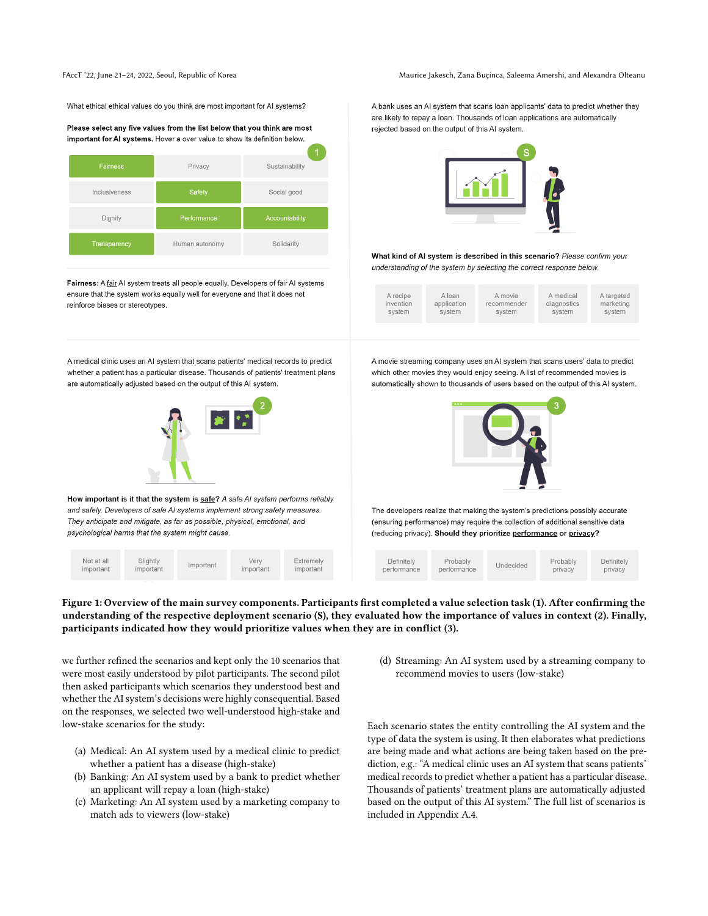What ethical ethical values do you think are most important for AI systems?

**Please select any five values from the list below that you think are most important for AI systems.** Hover a over value to show its definition below.

| Fairness | Privacy | Sustainability |
|---|---|---|
| Inclusiveness | Safety | Social good |
| Dignity | Performance | Accountability |
| Transparency | Human autonomy | Solidarity |

**Fairness:** A fair AI system treats all people equally. Developers of fair AI systems ensure that the system works equally well for everyone and that it does not reinforce biases or stereotypes.

A bank uses an AI system that scans loan applicants' data to predict whether they are likely to repay a loan. Thousands of loan applications are automatically rejected based on the output of this AI system.

**What kind of AI system is described in this scenario?** *Please confirm your understanding of the system by selecting the correct response below.*

| A recipe invention system | A loan application system | A movie recommender system | A medical diagnostics system | A targeted marketing system |
|---|---|---|---|---|

A medical clinic uses an AI system that scans patients' medical records to predict whether a patient has a particular disease. Thousands of patients' treatment plans are automatically adjusted based on the output of this AI system.

**How important is it that the system is safe?** *A safe AI system performs reliably and safely. Developers of safe AI systems implement strong safety measures. They anticipate and mitigate, as far as possible, physical, emotional, and psychological harms that the system might cause.*

| Not at all important | Slightly important | Important | Very important | Extremely important |
|---|---|---|---|---|

A movie streaming company uses an AI system that scans users' data to predict which other movies they would enjoy seeing. A list of recommended movies is automatically shown to thousands of users based on the output of this AI system.

The developers realize that making the system's predictions possibly accurate (ensuring performance) may require the collection of additional sensitive data (reducing privacy). **Should they prioritize performance or privacy?**

| Definitely performance | Probably performance | Undecided | Probably privacy | Definitely privacy |
|---|---|---|---|---|

**Figure 1: Overview of the main survey components. Participants first completed a value selection task (1). After confirming the understanding of the respective deployment scenario (S), they evaluated how the importance of values in context (2). Finally, participants indicated how they would prioritize values when they are in conflict (3).**

we further refined the scenarios and kept only the 10 scenarios that were most easily understood by pilot participants. The second pilot then asked participants which scenarios they understood best and whether the AI system's decisions were highly consequential. Based on the responses, we selected two well-understood high-stake and low-stake scenarios for the study:

(a) Medical: An AI system used by a medical clinic to predict whether a patient has a disease (high-stake)
(b) Banking: An AI system used by a bank to predict whether an applicant will repay a loan (high-stake)
(c) Marketing: An AI system used by a marketing company to match ads to viewers (low-stake)
(d) Streaming: An AI system used by a streaming company to recommend movies to users (low-stake)

Each scenario states the entity controlling the AI system and the type of data the system is using. It then elaborates what predictions are being made and what actions are being taken based on the prediction, e.g.: "A medical clinic uses an AI system that scans patients' medical records to predict whether a patient has a particular disease. Thousands of patients' treatment plans are automatically adjusted based on the output of this AI system." The full list of scenarios is included in Appendix A.4.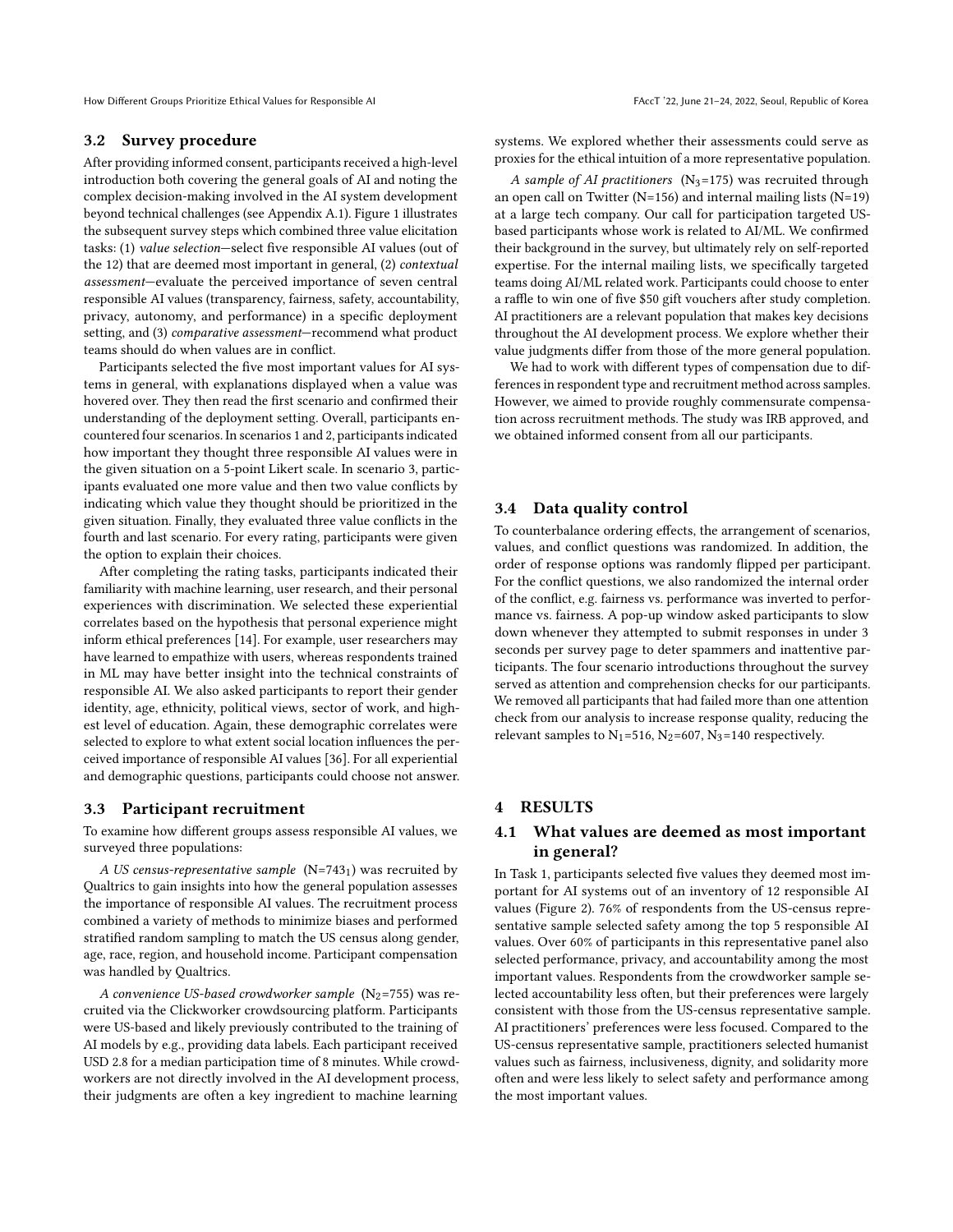### 3.2 Survey procedure

After providing informed consent, participants received a high-level introduction both covering the general goals of AI and noting the complex decision-making involved in the AI system development beyond technical challenges (see Appendix A.1). Figure 1 illustrates the subsequent survey steps which combined three value elicitation tasks: (1) *value selection*—select five responsible AI values (out of the 12) that are deemed most important in general, (2) *contextual assessment*—evaluate the perceived importance of seven central responsible AI values (transparency, fairness, safety, accountability, privacy, autonomy, and performance) in a specific deployment setting, and (3) *comparative assessment*—recommend what product teams should do when values are in conflict.

Participants selected the five most important values for AI systems in general, with explanations displayed when a value was hovered over. They then read the first scenario and confirmed their understanding of the deployment setting. Overall, participants encountered four scenarios. In scenarios 1 and 2, participants indicated how important they thought three responsible AI values were in the given situation on a 5-point Likert scale. In scenario 3, participants evaluated one more value and then two value conflicts by indicating which value they thought should be prioritized in the given situation. Finally, they evaluated three value conflicts in the fourth and last scenario. For every rating, participants were given the option to explain their choices.

After completing the rating tasks, participants indicated their familiarity with machine learning, user research, and their personal experiences with discrimination. We selected these experiential correlates based on the hypothesis that personal experience might inform ethical preferences [14]. For example, user researchers may have learned to empathize with users, whereas respondents trained in ML may have better insight into the technical constraints of responsible AI. We also asked participants to report their gender identity, age, ethnicity, political views, sector of work, and highest level of education. Again, these demographic correlates were selected to explore to what extent social location influences the perceived importance of responsible AI values [36]. For all experiential and demographic questions, participants could choose not answer.

### 3.3 Participant recruitment

To examine how different groups assess responsible AI values, we surveyed three populations:

*A US census-representative sample* ($N=743_1$) was recruited by Qualtrics to gain insights into how the general population assesses the importance of responsible AI values. The recruitment process combined a variety of methods to minimize biases and performed stratified random sampling to match the US census along gender, age, race, region, and household income. Participant compensation was handled by Qualtrics.

*A convenience US-based crowdworker sample* ($N_2$=755) was recruited via the Clickworker crowdsourcing platform. Participants were US-based and likely previously contributed to the training of AI models by e.g., providing data labels. Each participant received USD 2.8 for a median participation time of 8 minutes. While crowdworkers are not directly involved in the AI development process, their judgments are often a key ingredient to machine learning systems. We explored whether their assessments could serve as proxies for the ethical intuition of a more representative population.

*A sample of AI practitioners* ($N_3$=175) was recruited through an open call on Twitter (N=156) and internal mailing lists (N=19) at a large tech company. Our call for participation targeted US-based participants whose work is related to AI/ML. We confirmed their background in the survey, but ultimately rely on self-reported expertise. For the internal mailing lists, we specifically targeted teams doing AI/ML related work. Participants could choose to enter a raffle to win one of five $50 gift vouchers after study completion. AI practitioners are a relevant population that makes key decisions throughout the AI development process. We explore whether their value judgments differ from those of the more general population.

We had to work with different types of compensation due to differences in respondent type and recruitment method across samples. However, we aimed to provide roughly commensurate compensation across recruitment methods. The study was IRB approved, and we obtained informed consent from all our participants.

### 3.4 Data quality control

To counterbalance ordering effects, the arrangement of scenarios, values, and conflict questions was randomized. In addition, the order of response options was randomly flipped per participant. For the conflict questions, we also randomized the internal order of the conflict, e.g. fairness vs. performance was inverted to performance vs. fairness. A pop-up window asked participants to slow down whenever they attempted to submit responses in under 3 seconds per survey page to deter spammers and inattentive participants. The four scenario introductions throughout the survey served as attention and comprehension checks for our participants. We removed all participants that had failed more than one attention check from our analysis to increase response quality, reducing the relevant samples to $N_1$=516, $N_2$=607, $N_3$=140 respectively.

## 4 RESULTS

### 4.1 What values are deemed as most important in general?

In Task 1, participants selected five values they deemed most important for AI systems out of an inventory of 12 responsible AI values (Figure 2). 76% of respondents from the US-census representative sample selected safety among the top 5 responsible AI values. Over 60% of participants in this representative panel also selected performance, privacy, and accountability among the most important values. Respondents from the crowdworker sample selected accountability less often, but their preferences were largely consistent with those from the US-census representative sample. AI practitioners' preferences were less focused. Compared to the US-census representative sample, practitioners selected humanist values such as fairness, inclusiveness, dignity, and solidarity more often and were less likely to select safety and performance among the most important values.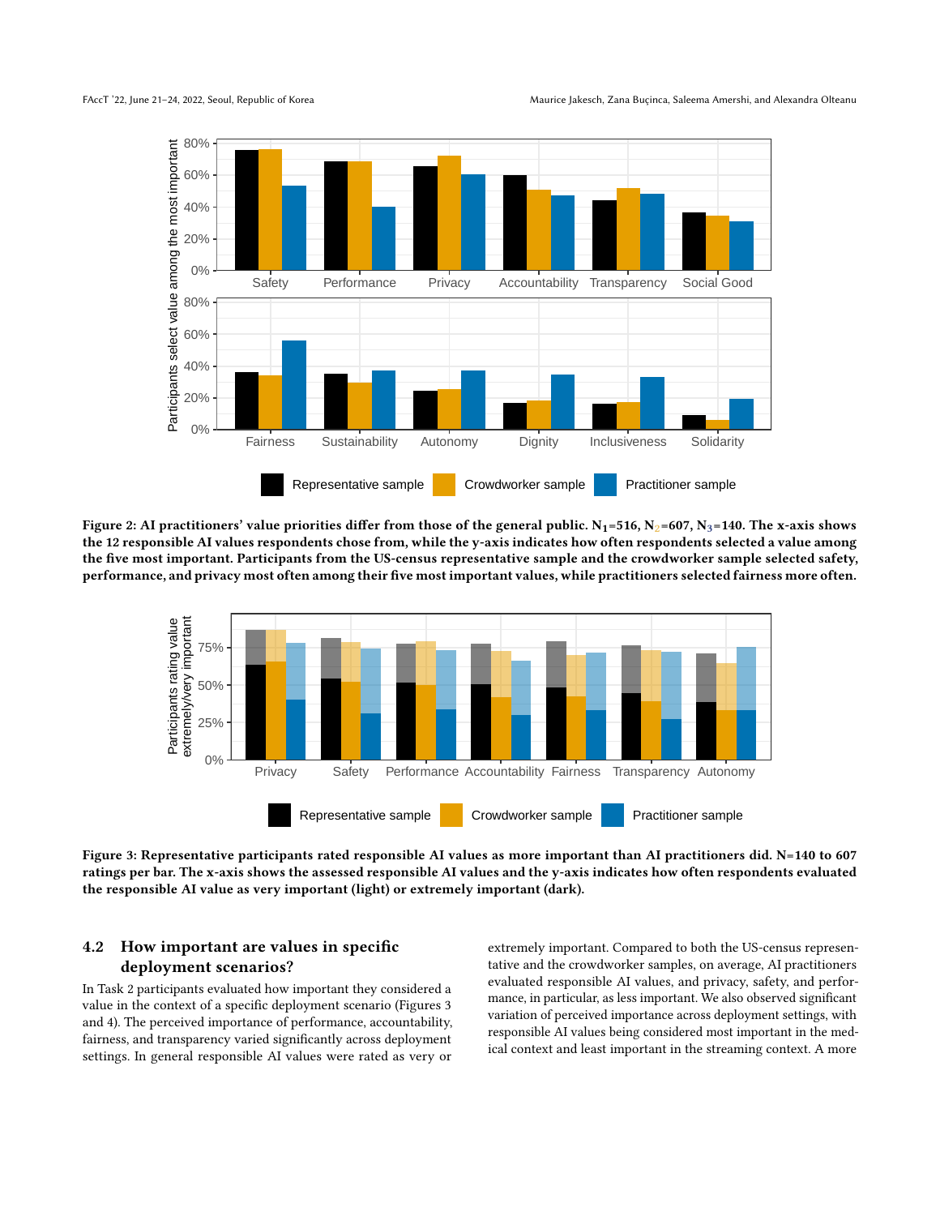Figure 2: AI practitioners' value priorities differ from those of the general public. $N_1$=516, $N_2$=607, $N_3$=140. The x-axis shows the 12 responsible AI values respondents chose from, while the y-axis indicates how often respondents selected a value among the five most important. Participants from the US-census representative sample and the crowdworker sample selected safety, performance, and privacy most often among their five most important values, while practitioners selected fairness more often.

Figure 3: Representative participants rated responsible AI values as more important than AI practitioners did. N=140 to 607 ratings per bar. The x-axis shows the assessed responsible AI values and the y-axis indicates how often respondents evaluated the responsible AI value as very important (light) or extremely important (dark).

## 4.2 How important are values in specific deployment scenarios?

In Task 2 participants evaluated how important they considered a value in the context of a specific deployment scenario (Figures 3 and 4). The perceived importance of performance, accountability, fairness, and transparency varied significantly across deployment settings. In general responsible AI values were rated as very or extremely important. Compared to both the US-census representative and the crowdworker samples, on average, AI practitioners evaluated responsible AI values, and privacy, safety, and performance, in particular, as less important. We also observed significant variation of perceived importance across deployment settings, with responsible AI values being considered most important in the medical context and least important in the streaming context. A more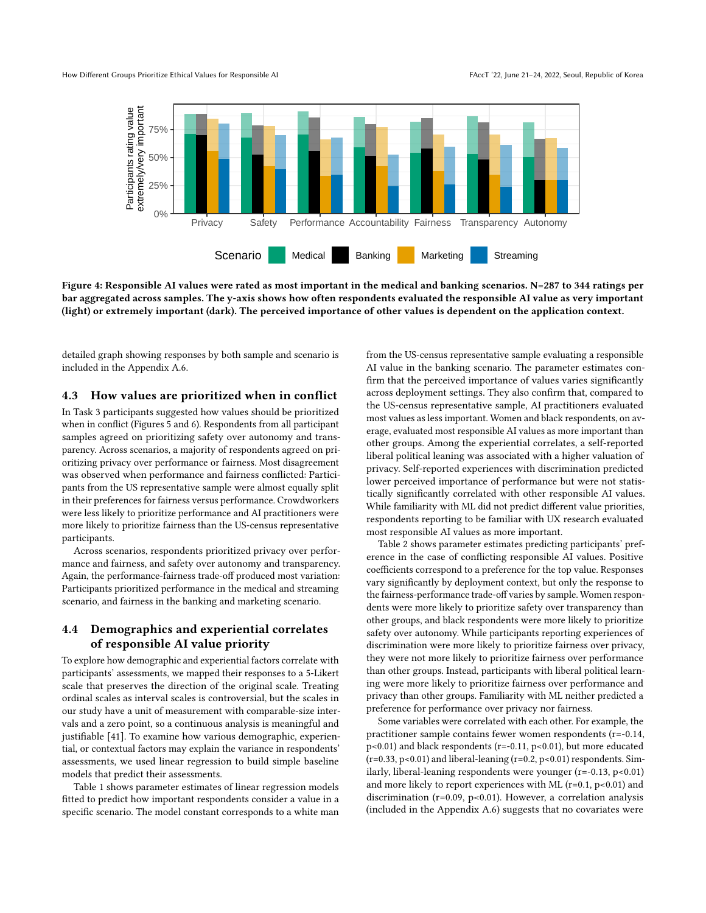**Figure 4: Responsible AI values were rated as most important in the medical and banking scenarios. N=287 to 344 ratings per bar aggregated across samples. The y-axis shows how often respondents evaluated the responsible AI value as very important (light) or extremely important (dark). The perceived importance of other values is dependent on the application context.**

detailed graph showing responses by both sample and scenario is included in the Appendix A.6.

### 4.3 How values are prioritized when in conflict

In Task 3 participants suggested how values should be prioritized when in conflict (Figures 5 and 6). Respondents from all participant samples agreed on prioritizing safety over autonomy and transparency. Across scenarios, a majority of respondents agreed on prioritizing privacy over performance or fairness. Most disagreement was observed when performance and fairness conflicted: Participants from the US representative sample were almost equally split in their preferences for fairness versus performance. Crowdworkers were less likely to prioritize performance and AI practitioners were more likely to prioritize fairness than the US-census representative participants.

Across scenarios, respondents prioritized privacy over performance and fairness, and safety over autonomy and transparency. Again, the performance-fairness trade-off produced most variation: Participants prioritized performance in the medical and streaming scenario, and fairness in the banking and marketing scenario.

### 4.4 Demographics and experiential correlates of responsible AI value priority

To explore how demographic and experiential factors correlate with participants' assessments, we mapped their responses to a 5-Likert scale that preserves the direction of the original scale. Treating ordinal scales as interval scales is controversial, but the scales in our study have a unit of measurement with comparable-size intervals and a zero point, so a continuous analysis is meaningful and justifiable [41]. To examine how various demographic, experiential, or contextual factors may explain the variance in respondents' assessments, we used linear regression to build simple baseline models that predict their assessments.

Table 1 shows parameter estimates of linear regression models fitted to predict how important respondents consider a value in a specific scenario. The model constant corresponds to a white man from the US-census representative sample evaluating a responsible AI value in the banking scenario. The parameter estimates confirm that the perceived importance of values varies significantly across deployment settings. They also confirm that, compared to the US-census representative sample, AI practitioners evaluated most values as less important. Women and black respondents, on average, evaluated most responsible AI values as more important than other groups. Among the experiential correlates, a self-reported liberal political leaning was associated with a higher valuation of privacy. Self-reported experiences with discrimination predicted lower perceived importance of performance but were not statistically significantly correlated with other responsible AI values. While familiarity with ML did not predict different value priorities, respondents reporting to be familiar with UX research evaluated most responsible AI values as more important.

Table 2 shows parameter estimates predicting participants' preference in the case of conflicting responsible AI values. Positive coefficients correspond to a preference for the top value. Responses vary significantly by deployment context, but only the response to the fairness-performance trade-off varies by sample. Women respondents were more likely to prioritize safety over transparency than other groups, and black respondents were more likely to prioritize safety over autonomy. While participants reporting experiences of discrimination were more likely to prioritize fairness over privacy, they were not more likely to prioritize fairness over performance than other groups. Instead, participants with liberal political learning were more likely to prioritize fairness over performance and privacy than other groups. Familiarity with ML neither predicted a preference for performance over privacy nor fairness.

Some variables were correlated with each other. For example, the practitioner sample contains fewer women respondents ($r=-0.14$, $p<0.01$) and black respondents ($r=-0.11$, $p<0.01$), but more educated ($r=0.33$, $p<0.01$) and liberal-leaning ($r=0.2$, $p<0.01$) respondents. Similarly, liberal-leaning respondents were younger ($r=-0.13$, $p<0.01$) and more likely to report experiences with ML ($r=0.1$, $p<0.01$) and discrimination ($r=0.09$, $p<0.01$). However, a correlation analysis (included in the Appendix A.6) suggests that no covariates were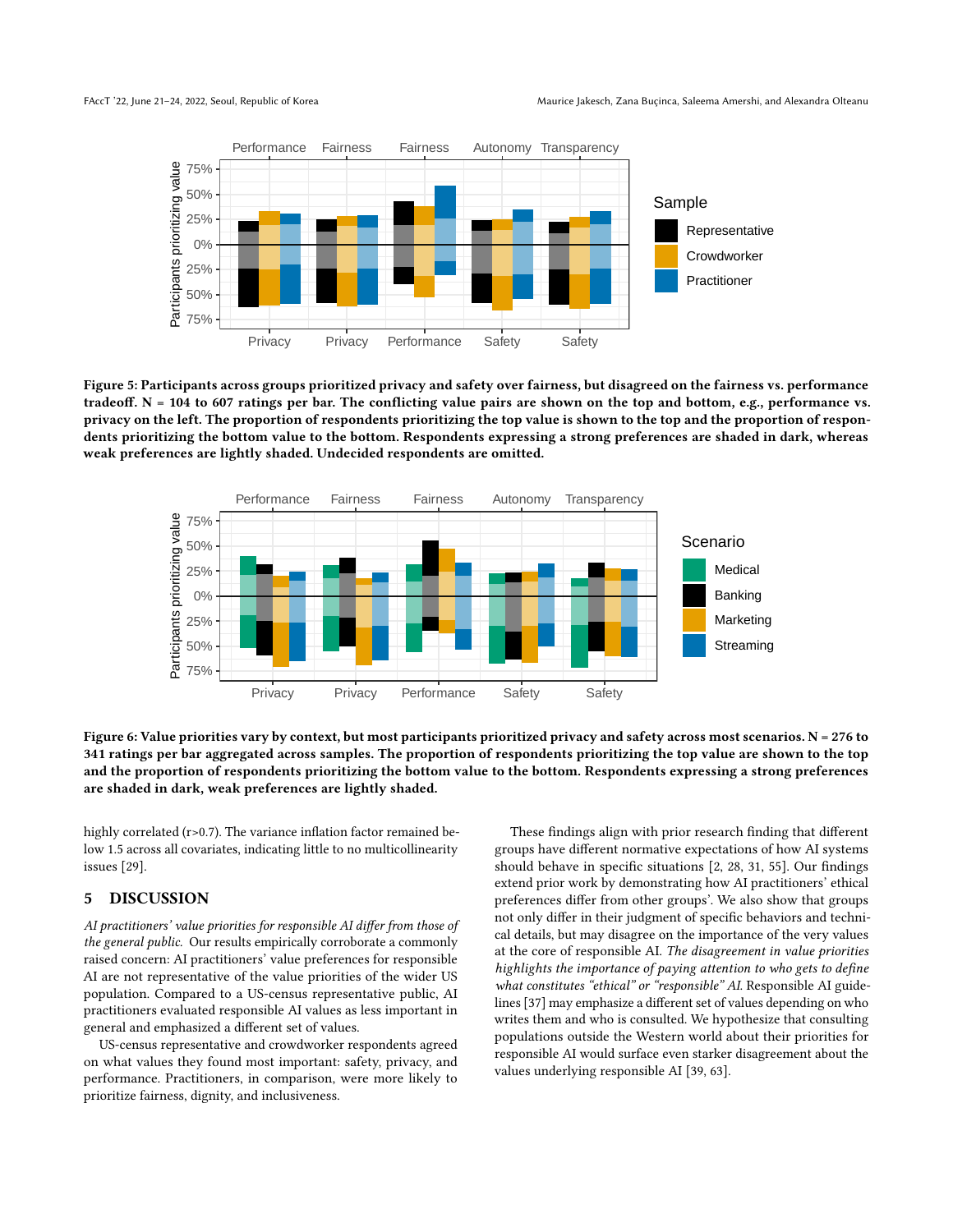Figure 5: Participants across groups prioritized privacy and safety over fairness, but disagreed on the fairness vs. performance tradeoff. N = 104 to 607 ratings per bar. The conflicting value pairs are shown on the top and bottom, e.g., performance vs. privacy on the left. The proportion of respondents prioritizing the top value is shown to the top and the proportion of respondents prioritizing the bottom value to the bottom. Respondents expressing a strong preferences are shaded in dark, whereas weak preferences are lightly shaded. Undecided respondents are omitted.

Figure 6: Value priorities vary by context, but most participants prioritized privacy and safety across most scenarios. N = 276 to 341 ratings per bar aggregated across samples. The proportion of respondents prioritizing the top value are shown to the top and the proportion of respondents prioritizing the bottom value to the bottom. Respondents expressing a strong preferences are shaded in dark, weak preferences are lightly shaded.

highly correlated (r>0.7). The variance inflation factor remained below 1.5 across all covariates, indicating little to no multicollinearity issues [29].

## 5 DISCUSSION

*AI practitioners' value priorities for responsible AI differ from those of the general public.* Our results empirically corroborate a commonly raised concern: AI practitioners' value preferences for responsible AI are not representative of the value priorities of the wider US population. Compared to a US-census representative public, AI practitioners evaluated responsible AI values as less important in general and emphasized a different set of values.

US-census representative and crowdworker respondents agreed on what values they found most important: safety, privacy, and performance. Practitioners, in comparison, were more likely to prioritize fairness, dignity, and inclusiveness.

These findings align with prior research finding that different groups have different normative expectations of how AI systems should behave in specific situations [2, 28, 31, 55]. Our findings extend prior work by demonstrating how AI practitioners' ethical preferences differ from other groups'. We also show that groups not only differ in their judgment of specific behaviors and technical details, but may disagree on the importance of the very values at the core of responsible AI. *The disagreement in value priorities highlights the importance of paying attention to who gets to define what constitutes "ethical" or "responsible" AI.* Responsible AI guidelines [37] may emphasize a different set of values depending on who writes them and who is consulted. We hypothesize that consulting populations outside the Western world about their priorities for responsible AI would surface even starker disagreement about the values underlying responsible AI [39, 63].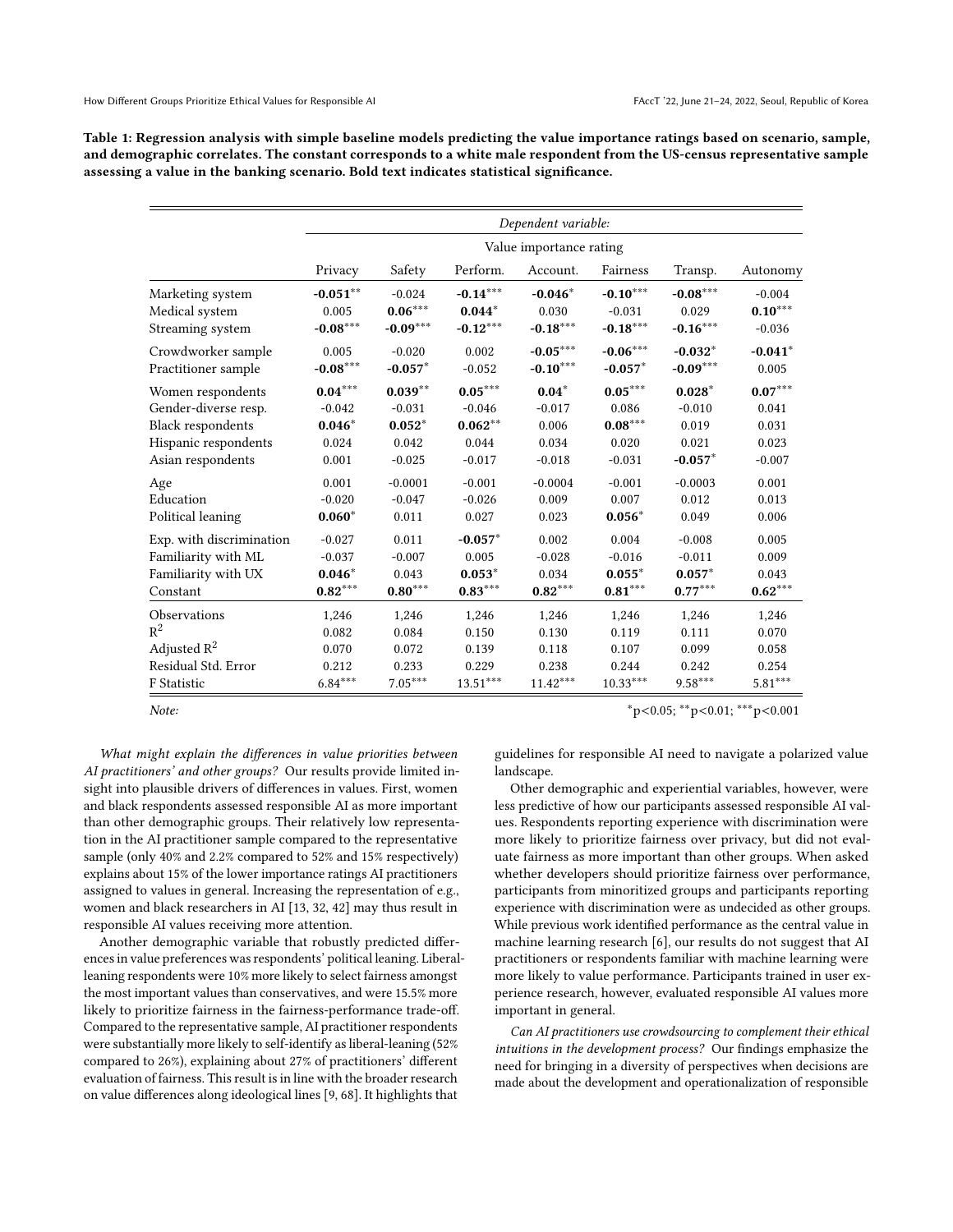**Table 1: Regression analysis with simple baseline models predicting the value importance ratings based on scenario, sample, and demographic correlates. The constant corresponds to a white male respondent from the US-census representative sample assessing a value in the banking scenario. Bold text indicates statistical significance.**

| | *Dependent variable:* | | | | | | |
|---|---|---|---|---|---|---|---|
| | Value importance rating | | | | | | |
| | Privacy | Safety | Perform. | Account. | Fairness | Transp. | Autonomy |
| Marketing system | **-0.051**$^{**}$ | -0.024 | **-0.14**$^{***}$ | **-0.046**$^{*}$ | **-0.10**$^{***}$ | **-0.08**$^{***}$ | -0.004 |
| Medical system | 0.005 | **0.06**$^{***}$ | **0.044**$^{*}$ | 0.030 | -0.031 | 0.029 | **0.10**$^{***}$ |
| Streaming system | **-0.08**$^{***}$ | **-0.09**$^{***}$ | **-0.12**$^{***}$ | **-0.18**$^{***}$ | **-0.18**$^{***}$ | **-0.16**$^{***}$ | -0.036 |
| Crowdworker sample | 0.005 | -0.020 | 0.002 | **-0.05**$^{***}$ | **-0.06**$^{***}$ | **-0.032**$^{*}$ | **-0.041**$^{*}$ |
| Practitioner sample | **-0.08**$^{***}$ | **-0.057**$^{*}$ | -0.052 | **-0.10**$^{***}$ | **-0.057**$^{*}$ | **-0.09**$^{***}$ | 0.005 |
| Women respondents | **0.04**$^{***}$ | **0.039**$^{**}$ | **0.05**$^{***}$ | **0.04**$^{*}$ | **0.05**$^{***}$ | **0.028**$^{*}$ | **0.07**$^{***}$ |
| Gender-diverse resp. | -0.042 | -0.031 | -0.046 | -0.017 | 0.086 | -0.010 | 0.041 |
| Black respondents | **0.046**$^{*}$ | **0.052**$^{*}$ | **0.062**$^{**}$ | 0.006 | **0.08**$^{***}$ | 0.019 | 0.031 |
| Hispanic respondents | 0.024 | 0.042 | 0.044 | 0.034 | 0.020 | 0.021 | 0.023 |
| Asian respondents | 0.001 | -0.025 | -0.017 | -0.018 | -0.031 | **-0.057**$^{*}$ | -0.007 |
| Age | 0.001 | -0.0001 | -0.001 | -0.0004 | -0.001 | -0.0003 | 0.001 |
| Education | -0.020 | -0.047 | -0.026 | 0.009 | 0.007 | 0.012 | 0.013 |
| Political leaning | **0.060**$^{*}$ | 0.011 | 0.027 | 0.023 | **0.056**$^{*}$ | 0.049 | 0.006 |
| Exp. with discrimination | -0.027 | 0.011 | **-0.057**$^{*}$ | 0.002 | 0.004 | -0.008 | 0.005 |
| Familiarity with ML | -0.037 | -0.007 | 0.005 | -0.028 | -0.016 | -0.011 | 0.009 |
| Familiarity with UX | **0.046**$^{*}$ | 0.043 | **0.053**$^{*}$ | 0.034 | **0.055**$^{*}$ | **0.057**$^{*}$ | 0.043 |
| Constant | **0.82**$^{***}$ | **0.80**$^{***}$ | **0.83**$^{***}$ | **0.82**$^{***}$ | **0.81**$^{***}$ | **0.77**$^{***}$ | **0.62**$^{***}$ |
| Observations | 1,246 | 1,246 | 1,246 | 1,246 | 1,246 | 1,246 | 1,246 |
| $R^2$ | 0.082 | 0.084 | 0.150 | 0.130 | 0.119 | 0.111 | 0.070 |
| Adjusted $R^2$ | 0.070 | 0.072 | 0.139 | 0.118 | 0.107 | 0.099 | 0.058 |
| Residual Std. Error | 0.212 | 0.233 | 0.229 | 0.238 | 0.244 | 0.242 | 0.254 |
| F Statistic | 6.84$^{***}$ | 7.05$^{***}$ | 13.51$^{***}$ | 11.42$^{***}$ | 10.33$^{***}$ | 9.58$^{***}$ | 5.81$^{***}$ |

*Note:* $^{*}p<0.05$; $^{**}p<0.01$; $^{***}p<0.001$

*What might explain the differences in value priorities between AI practitioners' and other groups?* Our results provide limited insight into plausible drivers of differences in values. First, women and black respondents assessed responsible AI as more important than other demographic groups. Their relatively low representation in the AI practitioner sample compared to the representative sample (only 40% and 2.2% compared to 52% and 15% respectively) explains about 15% of the lower importance ratings AI practitioners assigned to values in general. Increasing the representation of e.g., women and black researchers in AI [13, 32, 42] may thus result in responsible AI values receiving more attention.

Another demographic variable that robustly predicted differences in value preferences was respondents' political leaning. Liberal-leaning respondents were 10% more likely to select fairness amongst the most important values than conservatives, and were 15.5% more likely to prioritize fairness in the fairness-performance trade-off. Compared to the representative sample, AI practitioner respondents were substantially more likely to self-identify as liberal-leaning (52% compared to 26%), explaining about 27% of practitioners' different evaluation of fairness. This result is in line with the broader research on value differences along ideological lines [9, 68]. It highlights that guidelines for responsible AI need to navigate a polarized value landscape.

Other demographic and experiential variables, however, were less predictive of how our participants assessed responsible AI values. Respondents reporting experience with discrimination were more likely to prioritize fairness over privacy, but did not evaluate fairness as more important than other groups. When asked whether developers should prioritize fairness over performance, participants from minoritized groups and participants reporting experience with discrimination were as undecided as other groups. While previous work identified performance as the central value in machine learning research [6], our results do not suggest that AI practitioners or respondents familiar with machine learning were more likely to value performance. Participants trained in user experience research, however, evaluated responsible AI values more important in general.

*Can AI practitioners use crowdsourcing to complement their ethical intuitions in the development process?* Our findings emphasize the need for bringing in a diversity of perspectives when decisions are made about the development and operationalization of responsible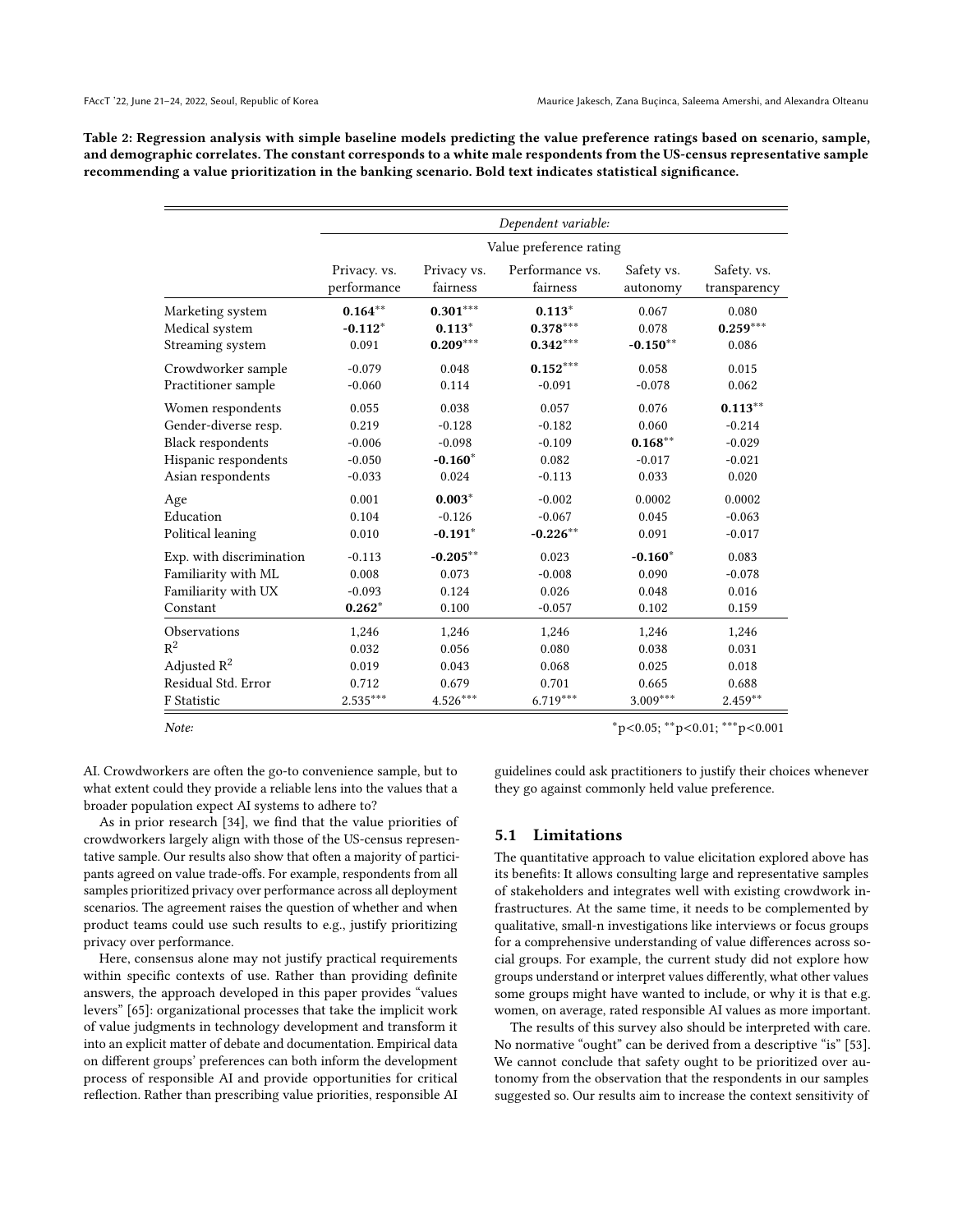**Table 2: Regression analysis with simple baseline models predicting the value preference ratings based on scenario, sample, and demographic correlates. The constant corresponds to a white male respondents from the US-census representative sample recommending a value prioritization in the banking scenario. Bold text indicates statistical significance.**

| | *Dependent variable:* | | | | |
|---|---|---|---|---|---|
| | Value preference rating | | | | |
| | Privacy. vs. performance | Privacy vs. fairness | Performance vs. fairness | Safety vs. autonomy | Safety. vs. transparency |
| Marketing system | **0.164**$^{**}$ | **0.301**$^{***}$ | **0.113**$^{*}$ | 0.067 | 0.080 |
| Medical system | **-0.112**$^{*}$ | **0.113**$^{*}$ | **0.378**$^{***}$ | 0.078 | **0.259**$^{***}$ |
| Streaming system | 0.091 | **0.209**$^{***}$ | **0.342**$^{***}$ | **-0.150**$^{**}$ | 0.086 |
| Crowdworker sample | -0.079 | 0.048 | **0.152**$^{***}$ | 0.058 | 0.015 |
| Practitioner sample | -0.060 | 0.114 | -0.091 | -0.078 | 0.062 |
| Women respondents | 0.055 | 0.038 | 0.057 | 0.076 | **0.113**$^{**}$ |
| Gender-diverse resp. | 0.219 | -0.128 | -0.182 | 0.060 | -0.214 |
| Black respondents | -0.006 | -0.098 | -0.109 | **0.168**$^{**}$ | -0.029 |
| Hispanic respondents | -0.050 | **-0.160**$^{*}$ | 0.082 | -0.017 | -0.021 |
| Asian respondents | -0.033 | 0.024 | -0.113 | 0.033 | 0.020 |
| Age | 0.001 | **0.003**$^{*}$ | -0.002 | 0.0002 | 0.0002 |
| Education | 0.104 | -0.126 | -0.067 | 0.045 | -0.063 |
| Political leaning | 0.010 | **-0.191**$^{*}$ | **-0.226**$^{**}$ | 0.091 | -0.017 |
| Exp. with discrimination | -0.113 | **-0.205**$^{**}$ | 0.023 | **-0.160**$^{*}$ | 0.083 |
| Familiarity with ML | 0.008 | 0.073 | -0.008 | 0.090 | -0.078 |
| Familiarity with UX | -0.093 | 0.124 | 0.026 | 0.048 | 0.016 |
| Constant | **0.262**$^{*}$ | 0.100 | -0.057 | 0.102 | 0.159 |
| Observations | 1,246 | 1,246 | 1,246 | 1,246 | 1,246 |
| $R^2$ | 0.032 | 0.056 | 0.080 | 0.038 | 0.031 |
| Adjusted $R^2$ | 0.019 | 0.043 | 0.068 | 0.025 | 0.018 |
| Residual Std. Error | 0.712 | 0.679 | 0.701 | 0.665 | 0.688 |
| F Statistic | 2.535$^{***}$ | 4.526$^{***}$ | 6.719$^{***}$ | 3.009$^{***}$ | 2.459$^{**}$ |

*Note:* $^{*}$p<0.05; $^{**}$p<0.01; $^{***}$p<0.001

AI. Crowdworkers are often the go-to convenience sample, but to what extent could they provide a reliable lens into the values that a broader population expect AI systems to adhere to?

As in prior research [34], we find that the value priorities of crowdworkers largely align with those of the US-census representative sample. Our results also show that often a majority of participants agreed on value trade-offs. For example, respondents from all samples prioritized privacy over performance across all deployment scenarios. The agreement raises the question of whether and when product teams could use such results to e.g., justify prioritizing privacy over performance.

Here, consensus alone may not justify practical requirements within specific contexts of use. Rather than providing definite answers, the approach developed in this paper provides "values levers" [65]: organizational processes that take the implicit work of value judgments in technology development and transform it into an explicit matter of debate and documentation. Empirical data on different groups' preferences can both inform the development process of responsible AI and provide opportunities for critical reflection. Rather than prescribing value priorities, responsible AI guidelines could ask practitioners to justify their choices whenever they go against commonly held value preference.

## 5.1 Limitations

The quantitative approach to value elicitation explored above has its benefits: It allows consulting large and representative samples of stakeholders and integrates well with existing crowdwork infrastructures. At the same time, it needs to be complemented by qualitative, small-n investigations like interviews or focus groups for a comprehensive understanding of value differences across social groups. For example, the current study did not explore how groups understand or interpret values differently, what other values some groups might have wanted to include, or why it is that e.g. women, on average, rated responsible AI values as more important.

The results of this survey also should be interpreted with care. No normative "ought" can be derived from a descriptive "is" [53]. We cannot conclude that safety ought to be prioritized over autonomy from the observation that the respondents in our samples suggested so. Our results aim to increase the context sensitivity of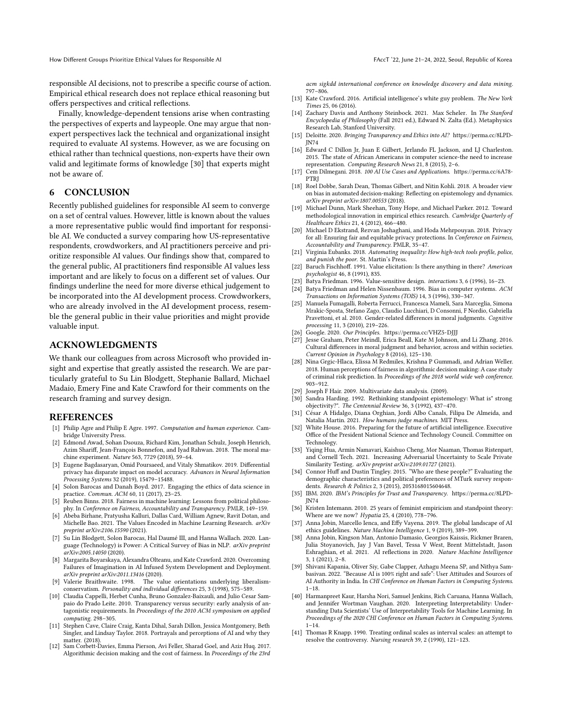responsible AI decisions, not to prescribe a specific course of action. Empirical ethical research does not replace ethical reasoning but offers perspectives and critical reflections.

Finally, knowledge-dependent tensions arise when contrasting the perspectives of experts and laypeople. One may argue that non-expert perspectives lack the technical and organizational insight required to evaluate AI systems. However, as we are focusing on ethical rather than technical questions, non-experts have their own valid and legitimate forms of knowledge [30] that experts might not be aware of.

## 6 CONCLUSION

Recently published guidelines for responsible AI seem to converge on a set of central values. However, little is known about the values a more representative public would find important for responsible AI. We conducted a survey comparing how US-representative respondents, crowdworkers, and AI practitioners perceive and prioritize responsible AI values. Our findings show that, compared to the general public, AI practitioners find responsible AI values less important and are likely to focus on a different set of values. Our findings underline the need for more diverse ethical judgement to be incorporated into the AI development process. Crowdworkers, who are already involved in the AI development process, resemble the general public in their value priorities and might provide valuable input.

## ACKNOWLEDGMENTS

We thank our colleagues from across Microsoft who provided insight and expertise that greatly assisted the research. We are particularly grateful to Su Lin Blodgett, Stephanie Ballard, Michael Madaio, Emery Fine and Kate Crawford for their comments on the research framing and survey design.

## REFERENCES

[1] Philip Agre and Philip E Agre. 1997. *Computation and human experience.* Cambridge University Press.

[2] Edmond Awad, Sohan Dsouza, Richard Kim, Jonathan Schulz, Joseph Henrich, Azim Shariff, Jean-François Bonnefon, and Iyad Rahwan. 2018. The moral machine experiment. *Nature* 563, 7729 (2018), 59–64.

[3] Eugene Bagdasaryan, Omid Poursaeed, and Vitaly Shmatikov. 2019. Differential privacy has disparate impact on model accuracy. *Advances in Neural Information Processing Systems* 32 (2019), 15479–15488.

[4] Solon Barocas and Danah Boyd. 2017. Engaging the ethics of data science in practice. *Commun. ACM* 60, 11 (2017), 23–25.

[5] Reuben Binns. 2018. Fairness in machine learning: Lessons from political philosophy. In *Conference on Fairness, Accountability and Transparency*. PMLR, 149–159.

[6] Abeba Birhane, Pratyusha Kalluri, Dallas Card, William Agnew, Ravit Dotan, and Michelle Bao. 2021. The Values Encoded in Machine Learning Research. *arXiv preprint arXiv:2106.15590* (2021).

[7] Su Lin Blodgett, Solon Barocas, Hal Daumé III, and Hanna Wallach. 2020. Language (Technology) is Power: A Critical Survey of Bias in NLP. *arXiv preprint arXiv:2005.14050* (2020).

[8] Margarita Boyarskaya, Alexandra Olteanu, and Kate Crawford. 2020. Overcoming Failures of Imagination in AI Infused System Development and Deployment. *arXiv preprint arXiv:2011.13416* (2020).

[9] Valerie Braithwaite. 1998. The value orientations underlying liberalism-conservatism. *Personality and individual differences* 25, 3 (1998), 575–589.

[10] Claudia Cappelli, Herbet Cunha, Bruno Gonzalez-Baixauli, and Julio Cesar Sampaio do Prado Leite. 2010. Transparency versus security: early analysis of antagonistic requirements. In *Proceedings of the 2010 ACM symposium on applied computing*. 298–305.

[11] Stephen Cave, Claire Craig, Kanta Dihal, Sarah Dillon, Jessica Montgomery, Beth Singler, and Lindsay Taylor. 2018. Portrayals and perceptions of AI and why they matter. (2018).

[12] Sam Corbett-Davies, Emma Pierson, Avi Feller, Sharad Goel, and Aziz Huq. 2017. Algorithmic decision making and the cost of fairness. In *Proceedings of the 23rd acm sigkdd international conference on knowledge discovery and data mining*. 797–806.

[13] Kate Crawford. 2016. Artificial intelligence's white guy problem. *The New York Times* 25, 06 (2016).

[14] Zachary Davis and Anthony Steinbock. 2021. Max Scheler. In *The Stanford Encyclopedia of Philosophy* (Fall 2021 ed.), Edward N. Zalta (Ed.). Metaphysics Research Lab, Stanford University.

[15] Deloitte. 2020. *Bringing Transparency and Ethics into AI?* https://perma.cc/8LPD-JN74

[16] Edward C Dillon Jr, Juan E Gilbert, Jerlando FL Jackson, and LJ Charleston. 2015. The state of African Americans in computer science-the need to increase representation. *Computing Research News* 21, 8 (2015), 2–6.

[17] Cem Dilmegani. 2018. *100 AI Use Cases and Applications.* https://perma.cc/6A78-PTRJ

[18] Roel Dobbe, Sarah Dean, Thomas Gilbert, and Nitin Kohli. 2018. A broader view on bias in automated decision-making: Reflecting on epistemology and dynamics. *arXiv preprint arXiv:1807.00553* (2018).

[19] Michael Dunn, Mark Sheehan, Tony Hope, and Michael Parker. 2012. Toward methodological innovation in empirical ethics research. *Cambridge Quarterly of Healthcare Ethics* 21, 4 (2012), 466–480.

[20] Michael D Ekstrand, Rezvan Joshaghani, and Hoda Mehrpouyan. 2018. Privacy for all: Ensuring fair and equitable privacy protections. In *Conference on Fairness, Accountability and Transparency*. PMLR, 35–47.

[21] Virginia Eubanks. 2018. *Automating inequality: How high-tech tools profile, police, and punish the poor.* St. Martin's Press.

[22] Baruch Fischhoff. 1991. Value elicitation: Is there anything in there? *American psychologist* 46, 8 (1991), 835.

[23] Batya Friedman. 1996. Value-sensitive design. *interactions* 3, 6 (1996), 16–23.

[24] Batya Friedman and Helen Nissenbaum. 1996. Bias in computer systems. *ACM Transactions on Information Systems (TOIS)* 14, 3 (1996), 330–347.

[25] Manuela Fumagalli, Roberta Ferrucci, Francesca Mameli, Sara Marceglia, Simona Mrakic-Sposta, Stefano Zago, Claudio Lucchiari, D Consonni, F Nordio, Gabriella Pravettoni, et al. 2010. Gender-related differences in moral judgments. *Cognitive processing* 11, 3 (2010), 219–226.

[26] Google. 2020. *Our Principles.* https://perma.cc/VHZ5-DJJJ

[27] Jesse Graham, Peter Meindl, Erica Beall, Kate M Johnson, and Li Zhang. 2016. Cultural differences in moral judgment and behavior, across and within societies. *Current Opinion in Psychology* 8 (2016), 125–130.

[28] Nina Grgic-Hlaca, Elissa M Redmiles, Krishna P Gummadi, and Adrian Weller. 2018. Human perceptions of fairness in algorithmic decision making: A case study of criminal risk prediction. In *Proceedings of the 2018 world wide web conference*. 903–912.

[29] Joseph F Hair. 2009. Multivariate data analysis. (2009).

[30] Sandra Harding. 1992. Rethinking standpoint epistemology: What is" strong objectivity?". *The Centennial Review* 36, 3 (1992), 437–470.

[31] César A Hidalgo, Diana Orghian, Jordi Albo Canals, Filipa De Almeida, and Natalia Martin. 2021. *How humans judge machines.* MIT Press.

[32] White House. 2016. Preparing for the future of artificial intelligence. Executive Office of the President National Science and Technology Council. Committee on Technology.

[33] Yiqing Hua, Armin Namavari, Kaishuo Cheng, Mor Naaman, Thomas Ristenpart, and Cornell Tech. 2021. Increasing Adversarial Uncertainty to Scale Private Similarity Testing. *arXiv preprint arXiv:2109.01727* (2021).

[34] Connor Huff and Dustin Tingley. 2015. "Who are these people?" Evaluating the demographic characteristics and political preferences of MTurk survey respondents. *Research & Politics* 2, 3 (2015), 2053168015604648.

[35] IBM. 2020. *IBM's Principles for Trust and Transparency.* https://perma.cc/8LPD-JN74

[36] Kristen Intemann. 2010. 25 years of feminist empiricism and standpoint theory: Where are we now? *Hypatia* 25, 4 (2010), 778–796.

[37] Anna Jobin, Marcello Ienca, and Effy Vayena. 2019. The global landscape of AI ethics guidelines. *Nature Machine Intelligence* 1, 9 (2019), 389–399.

[38] Anna Jobin, Kingson Man, Antonio Damasio, Georgios Kaissis, Rickmer Braren, Julia Stoyanovich, Jay J Van Bavel, Tessa V West, Brent Mittelstadt, Jason Eshraghian, et al. 2021. AI reflections in 2020. *Nature Machine Intelligence* 3, 1 (2021), 2–8.

[39] Shivani Kapania, Oliver Siy, Gabe Clapper, Azhagu Meena SP, and Nithya Sambasivan. 2022. "Because AI is 100% right and safe": User Attitudes and Sources of AI Authority in India. In *CHI Conference on Human Factors in Computing Systems*. 1–18.

[40] Harmanpreet Kaur, Harsha Nori, Samuel Jenkins, Rich Caruana, Hanna Wallach, and Jennifer Wortman Vaughan. 2020. Interpreting Interpretability: Understanding Data Scientists' Use of Interpretability Tools for Machine Learning. In *Proceedings of the 2020 CHI Conference on Human Factors in Computing Systems*. 1–14.

[41] Thomas R Knapp. 1990. Treating ordinal scales as interval scales: an attempt to resolve the controversy. *Nursing research* 39, 2 (1990), 121–123.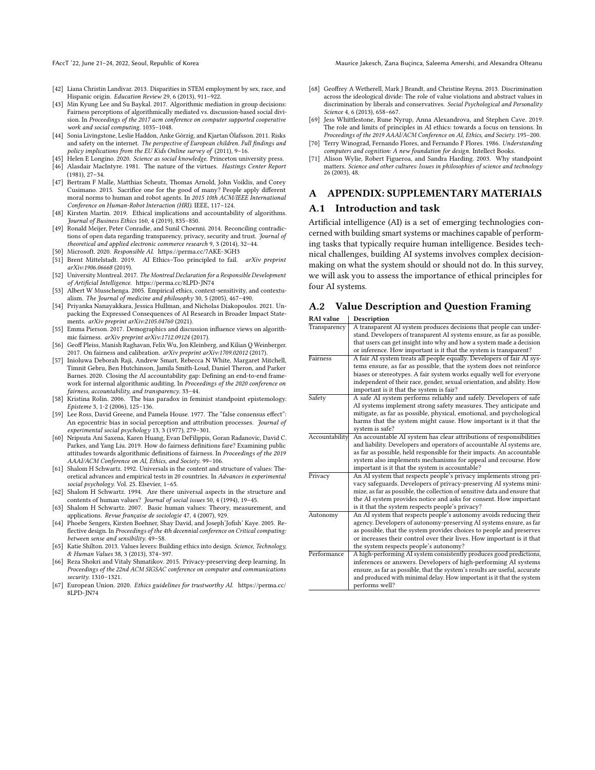[42] Liana Christin Landivar. 2013. Disparities in STEM employment by sex, race, and Hispanic origin. *Education Review* 29, 6 (2013), 911–922.

[43] Min Kyung Lee and Su Baykal. 2017. Algorithmic mediation in group decisions: Fairness perceptions of algorithmically mediated vs. discussion-based social division. In *Proceedings of the 2017 acm conference on computer supported cooperative work and social computing.* 1035–1048.

[44] Sonia Livingstone, Leslie Haddon, Anke Görzig, and Kjartan Ólafsson. 2011. Risks and safety on the internet. *The perspective of European children. Full findings and policy implications from the EU Kids Online survey of* (2011), 9–16.

[45] Helen E Longino. 2020. *Science as social knowledge.* Princeton university press.

[46] Alasdair MacIntyre. 1981. The nature of the virtues. *Hastings Center Report* (1981), 27–34.

[47] Bertram F Malle, Matthias Scheutz, Thomas Arnold, John Voiklis, and Corey Cusimano. 2015. Sacrifice one for the good of many? People apply different moral norms to human and robot agents. In *2015 10th ACM/IEEE International Conference on Human-Robot Interaction (HRI).* IEEE, 117–124.

[48] Kirsten Martin. 2019. Ethical implications and accountability of algorithms. *Journal of Business Ethics* 160, 4 (2019), 835–850.

[49] Ronald Meijer, Peter Conradie, and Sunil Choenni. 2014. Reconciling contradictions of open data regarding transparency, privacy, security and trust. *Journal of theoretical and applied electronic commerce research* 9, 3 (2014), 32–44.

[50] Microsoft. 2020. *Responsible AI.* https://perma.cc/7AKE-3GH3

[51] Brent Mittelstadt. 2019. AI Ethics–Too principled to fail. *arXiv preprint arXiv:1906.06668* (2019).

[52] University Montreal. 2017. *The Montreal Declaration for a Responsible Development of Artificial Intelligence.* https://perma.cc/8LPD-JN74

[53] Albert W Musschenga. 2005. Empirical ethics, context-sensitivity, and contextualism. *The Journal of medicine and philosophy* 30, 5 (2005), 467–490.

[54] Priyanka Nanayakkara, Jessica Hullman, and Nicholas Diakopoulos. 2021. Unpacking the Expressed Consequences of AI Research in Broader Impact Statements. *arXiv preprint arXiv:2105.04760* (2021).

[55] Emma Pierson. 2017. Demographics and discussion influence views on algorithmic fairness. *arXiv preprint arXiv:1712.09124* (2017).

[56] Geoff Pleiss, Manish Raghavan, Felix Wu, Jon Kleinberg, and Kilian Q Weinberger. 2017. On fairness and calibration. *arXiv preprint arXiv:1709.02012* (2017).

[57] Inioluwa Deborah Raji, Andrew Smart, Rebecca N White, Margaret Mitchell, Timnit Gebru, Ben Hutchinson, Jamila Smith-Loud, Daniel Theron, and Parker Barnes. 2020. Closing the AI accountability gap: Defining an end-to-end framework for internal algorithmic auditing. In *Proceedings of the 2020 conference on fairness, accountability, and transparency.* 33–44.

[58] Kristina Rolin. 2006. The bias paradox in feminist standpoint epistemology. *Episteme* 3, 1-2 (2006), 125–136.

[59] Lee Ross, David Greene, and Pamela House. 1977. The "false consensus effect": An egocentric bias in social perception and attribution processes. *Journal of experimental social psychology* 13, 3 (1977), 279–301.

[60] Nripsuta Ani Saxena, Karen Huang, Evan DeFilippis, Goran Radanovic, David C. Parkes, and Yang Liu. 2019. How do fairness definitions fare? Examining public attitudes towards algorithmic definitions of fairness. In *Proceedings of the 2019 AAAI/ACM Conference on AI, Ethics, and Society.* 99–106.

[61] Shalom H Schwartz. 1992. Universals in the content and structure of values: Theoretical advances and empirical tests in 20 countries. In *Advances in experimental social psychology.* Vol. 25. Elsevier, 1–65.

[62] Shalom H Schwartz. 1994. Are there universal aspects in the structure and contents of human values? *Journal of social issues* 50, 4 (1994), 19–45.

[63] Shalom H Schwartz. 2007. Basic human values: Theory, measurement, and applications. *Revue française de sociologie* 47, 4 (2007), 929.

[64] Phoebe Sengers, Kirsten Boehner, Shay David, and Joseph'Jofish' Kaye. 2005. Reflective design. In *Proceedings of the 4th decennial conference on Critical computing: between sense and sensibility.* 49–58.

[65] Katie Shilton. 2013. Values levers: Building ethics into design. *Science, Technology, & Human Values* 38, 3 (2013), 374–397.

[66] Reza Shokri and Vitaly Shmatikov. 2015. Privacy-preserving deep learning. In *Proceedings of the 22nd ACM SIGSAC conference on computer and communications security.* 1310–1321.

[67] European Union. 2020. *Ethics guidelines for trustworthy AI.* https://perma.cc/8LPD-JN74

[68] Geoffrey A Wetherell, Mark J Brandt, and Christine Reyna. 2013. Discrimination across the ideological divide: The role of value violations and abstract values in discrimination by liberals and conservatives. *Social Psychological and Personality Science* 4, 6 (2013), 658–667.

[69] Jess Whittlestone, Rune Nyrup, Anna Alexandrova, and Stephen Cave. 2019. The role and limits of principles in AI ethics: towards a focus on tensions. In *Proceedings of the 2019 AAAI/ACM Conference on AI, Ethics, and Society.* 195–200.

[70] Terry Winograd, Fernando Flores, and Fernando F Flores. 1986. *Understanding computers and cognition: A new foundation for design.* Intellect Books.

[71] Alison Wylie, Robert Figueroa, and Sandra Harding. 2003. Why standpoint matters. *Science and other cultures: Issues in philosophies of science and technology* 26 (2003), 48.

# A APPENDIX: SUPPLEMENTARY MATERIALS

## A.1 Introduction and task

Artificial intelligence (AI) is a set of emerging technologies concerned with building smart systems or machines capable of performing tasks that typically require human intelligence. Besides technical challenges, building AI systems involves complex decision-making on what the system should or should not do. In this survey, we will ask you to assess the importance of ethical principles for four AI systems.

## A.2 Value Description and Question Framing

| RAI value | Description |
|---|---|
| Transparency | A transparent AI system produces decisions that people can understand. Developers of transparent AI systems ensure, as far as possible, that users can get insight into why and how a system made a decision or inference. How important is it that the system is transparent? |
| Fairness | A fair AI system treats all people equally. Developers of fair AI systems ensure, as far as possible, that the system does not reinforce biases or stereotypes. A fair system works equally well for everyone independent of their race, gender, sexual orientation, and ability. How important is it that the system is fair? |
| Safety | A safe AI system performs reliably and safely. Developers of safe AI systems implement strong safety measures. They anticipate and mitigate, as far as possible, physical, emotional, and psychological harms that the system might cause. How important is it that the system is safe? |
| Accountability | An accountable AI system has clear attributions of responsibilities and liability. Developers and operators of accountable AI systems are, as far as possible, held responsible for their impacts. An accountable system also implements mechanisms for appeal and recourse. How important is it that the system is accountable? |
| Privacy | An AI system that respects people's privacy implements strong privacy safeguards. Developers of privacy-preserving AI systems minimize, as far as possible, the collection of sensitive data and ensure that the AI system provides notice and asks for consent. How important is it that the system respects people's privacy? |
| Autonomy | An AI system that respects people's autonomy avoids reducing their agency. Developers of autonomy-preserving AI systems ensure, as far as possible, that the system provides choices to people and preserves or increases their control over their lives. How important is it that the system respects people's autonomy? |
| Performance | A high-performing AI system consistently produces good predictions, inferences or answers. Developers of high-performing AI systems ensure, as far as possible, that the system's results are useful, accurate and produced with minimal delay. How important is it that the system performs well? |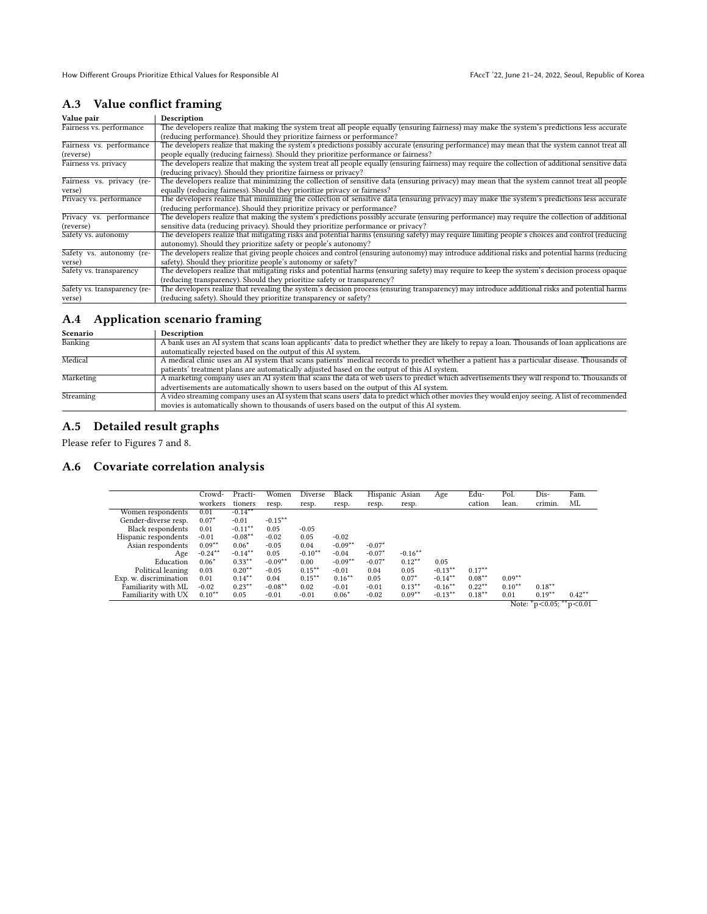## A.3 Value conflict framing

| Value pair | Description |
|---|---|
| Fairness vs. performance | The developers realize that making the system treat all people equally (ensuring fairness) may make the system's predictions less accurate (reducing performance). Should they prioritize fairness or performance? |
| Fairness vs. performance (reverse) | The developers realize that making the system's predictions possibly accurate (ensuring performance) may mean that the system cannot treat all people equally (reducing fairness). Should they prioritize performance or fairness? |
| Fairness vs. privacy | The developers realize that making the system treat all people equally (ensuring fairness) may require the collection of additional sensitive data (reducing privacy). Should they prioritize fairness or privacy? |
| Fairness vs. privacy (reverse) | The developers realize that minimizing the collection of sensitive data (ensuring privacy) may mean that the system cannot treat all people equally (reducing fairness). Should they prioritize privacy or fairness? |
| Privacy vs. performance | The developers realize that minimizing the collection of sensitive data (ensuring privacy) may make the system's predictions less accurate (reducing performance). Should they prioritize privacy or performance? |
| Privacy vs. performance (reverse) | The developers realize that making the system's predictions possibly accurate (ensuring performance) may require the collection of additional sensitive data (reducing privacy). Should they prioritize performance or privacy? |
| Safety vs. autonomy | The developers realize that mitigating risks and potential harms (ensuring safety) may require limiting people's choices and control (reducing autonomy). Should they prioritize safety or people's autonomy? |
| Safety vs. autonomy (reverse) | The developers realize that giving people choices and control (ensuring autonomy) may introduce additional risks and potential harms (reducing safety). Should they prioritize people's autonomy or safety? |
| Safety vs. transparency | The developers realize that mitigating risks and potential harms (ensuring safety) may require to keep the system's decision process opaque (reducing transparency). Should they prioritize safety or transparency? |
| Safety vs. transparency (reverse) | The developers realize that revealing the system's decision process (ensuring transparency) may introduce additional risks and potential harms (reducing safety). Should they prioritize transparency or safety? |

## A.4 Application scenario framing

| Scenario | Description |
|---|---|
| Banking | A bank uses an AI system that scans loan applicants' data to predict whether they are likely to repay a loan. Thousands of loan applications are automatically rejected based on the output of this AI system. |
| Medical | A medical clinic uses an AI system that scans patients' medical records to predict whether a patient has a particular disease. Thousands of patients' treatment plans are automatically adjusted based on the output of this AI system. |
| Marketing | A marketing company uses an AI system that scans the data of web users to predict which advertisements they will respond to. Thousands of advertisements are automatically shown to users based on the output of this AI system. |
| Streaming | A video streaming company uses an AI system that scans users' data to predict which other movies they would enjoy seeing. A list of recommended movies is automatically shown to thousands of users based on the output of this AI system. |

## A.5 Detailed result graphs

Please refer to Figures 7 and 8.

## A.6 Covariate correlation analysis

| | Crowd-workers | Practi-tioners | Women resp. | Diverse resp. | Black resp. | Hispanic resp. | Asian resp. | Age | Edu-cation | Pol. lean. | Dis-crimin. | Fam. ML |
|---|---|---|---|---|---|---|---|---|---|---|---|---|
| Women respondents | 0.01 | $-0.14^{**}$ | | | | | | | | | | |
| Gender-diverse resp. | $0.07^{*}$ | -0.01 | $-0.15^{**}$ | | | | | | | | | |
| Black respondents | 0.01 | $-0.11^{**}$ | 0.05 | -0.05 | | | | | | | | |
| Hispanic respondents | -0.01 | $-0.08^{**}$ | -0.02 | 0.05 | -0.02 | | | | | | | |
| Asian respondents | $0.09^{**}$ | $0.06^{*}$ | -0.05 | 0.04 | $-0.09^{**}$ | $-0.07^{*}$ | | | | | | |
| Age | $-0.24^{**}$ | $-0.14^{**}$ | 0.05 | $-0.10^{**}$ | -0.04 | $-0.07^{*}$ | $-0.16^{**}$ | | | | | |
| Education | $0.06^{*}$ | $0.33^{**}$ | $-0.09^{**}$ | 0.00 | $-0.09^{**}$ | $-0.07^{*}$ | $0.12^{**}$ | 0.05 | | | | |
| Political leaning | 0.03 | $0.20^{**}$ | -0.05 | $0.15^{**}$ | -0.01 | 0.04 | 0.05 | $-0.13^{**}$ | $0.17^{**}$ | | | |
| Exp. w. discrimination | 0.01 | $0.14^{**}$ | 0.04 | $0.15^{**}$ | $0.16^{**}$ | 0.05 | $0.07^{*}$ | $-0.14^{**}$ | $0.08^{**}$ | $0.09^{**}$ | | |
| Familiarity with ML | -0.02 | $0.23^{**}$ | $-0.08^{**}$ | 0.02 | -0.01 | -0.01 | $0.13^{**}$ | $-0.16^{**}$ | $0.22^{**}$ | $0.10^{**}$ | $0.18^{**}$ | |
| Familiarity with UX | $0.10^{**}$ | 0.05 | -0.01 | -0.01 | $0.06^{*}$ | -0.02 | $0.09^{**}$ | $-0.13^{**}$ | $0.18^{**}$ | 0.01 | $0.19^{**}$ | $0.42^{**}$ |

Note: $^{*}p<0.05$; $^{**}p<0.01$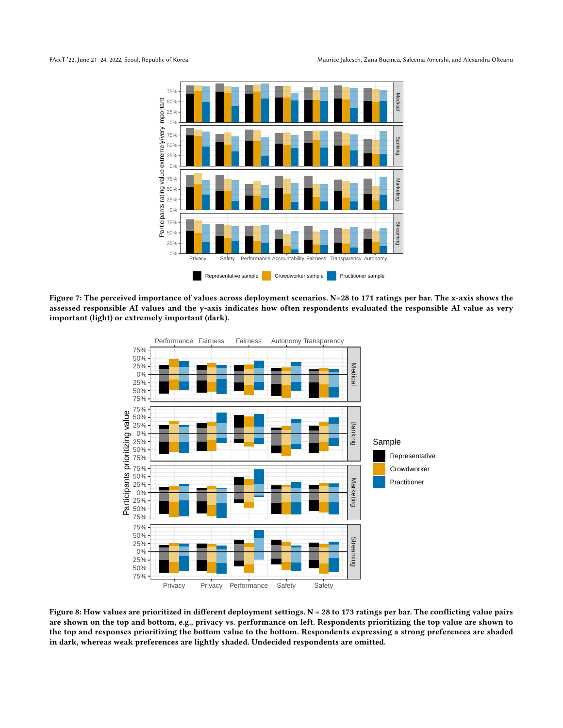75%
50%
25%
0%

Participants rating value extremely/very important

Medical
Banking
Marketing
Streaming

Privacy Safety Performance Accountability Fairness Transparency Autonomy

Representative sample Crowdworker sample Practitioner sample

**Figure 7: The perceived importance of values across deployment scenarios. N=28 to 171 ratings per bar. The x-axis shows the assessed responsible AI values and the y-axis indicates how often respondents evaluated the responsible AI value as very important (light) or extremely important (dark).**

Performance Fairness Fairness Autonomy Transparency

75%
50%
25%
0%
25%
50%
75%

Participants prioritizing value

Medical
Banking
Marketing
Streaming

Privacy Privacy Performance Safety Safety

Sample
Representative
Crowdworker
Practitioner

**Figure 8: How values are prioritized in different deployment settings. N = 28 to 173 ratings per bar. The conflicting value pairs are shown on the top and bottom, e.g., privacy vs. performance on left. Respondents prioritizing the top value are shown to the top and responses prioritizing the bottom value to the bottom. Respondents expressing a strong preferences are shaded in dark, whereas weak preferences are lightly shaded. Undecided respondents are omitted.**